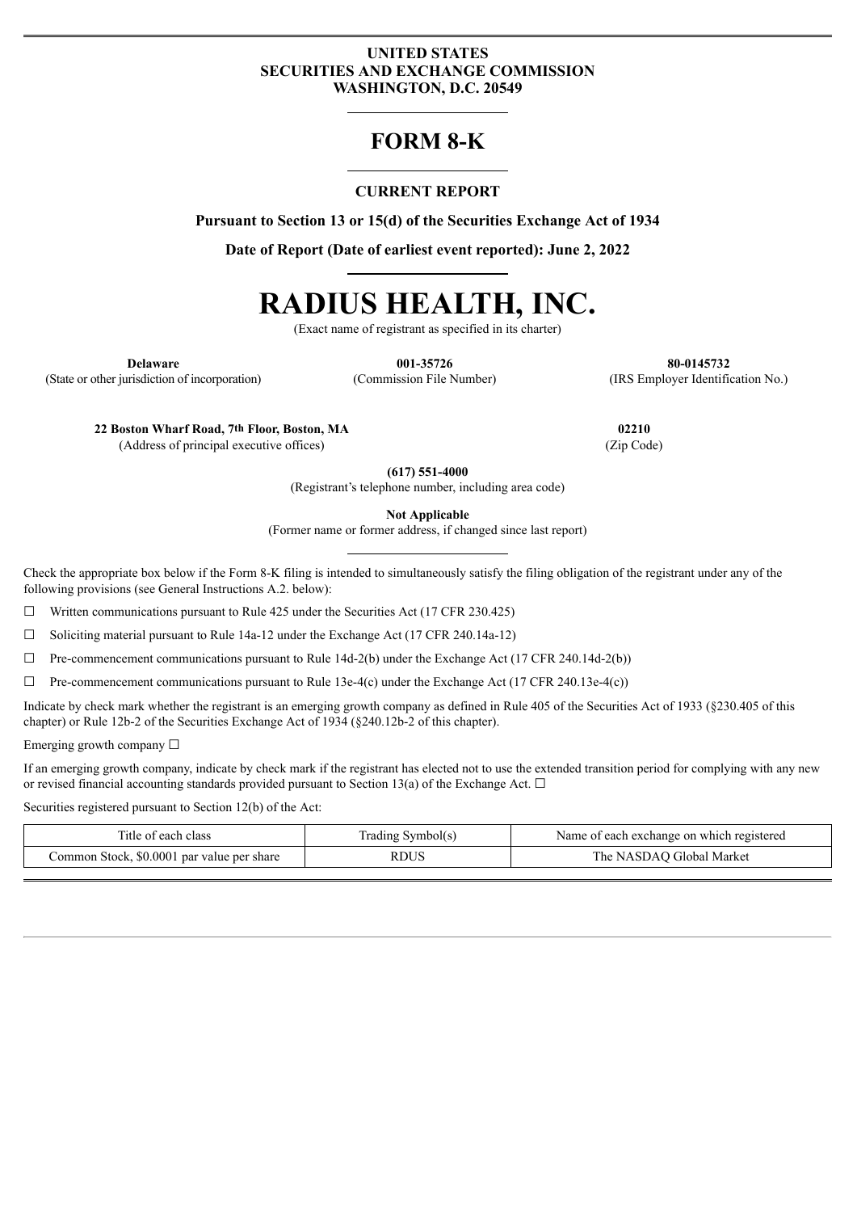**UNITED STATES**
**SECURITIES AND EXCHANGE COMMISSION**
**WASHINGTON, D.C. 20549**

# FORM 8-K

**CURRENT REPORT**

**Pursuant to Section 13 or 15(d) of the Securities Exchange Act of 1934**

**Date of Report (Date of earliest event reported): June 2, 2022**

# RADIUS HEALTH, INC.

(Exact name of registrant as specified in its charter)

| | | |
|---|---|---|
| **Delaware** | **001-35726** | **80-0145732** |
| (State or other jurisdiction of incorporation) | (Commission File Number) | (IRS Employer Identification No.) |

| | |
|---|---|
| **22 Boston Wharf Road, 7th Floor, Boston, MA** | **02210** |
| (Address of principal executive offices) | (Zip Code) |

**(617) 551-4000**
(Registrant's telephone number, including area code)

**Not Applicable**
(Former name or former address, if changed since last report)

Check the appropriate box below if the Form 8-K filing is intended to simultaneously satisfy the filing obligation of the registrant under any of the following provisions (see General Instructions A.2. below):

☐ Written communications pursuant to Rule 425 under the Securities Act (17 CFR 230.425)

☐ Soliciting material pursuant to Rule 14a-12 under the Exchange Act (17 CFR 240.14a-12)

☐ Pre-commencement communications pursuant to Rule 14d-2(b) under the Exchange Act (17 CFR 240.14d-2(b))

☐ Pre-commencement communications pursuant to Rule 13e-4(c) under the Exchange Act (17 CFR 240.13e-4(c))

Indicate by check mark whether the registrant is an emerging growth company as defined in Rule 405 of the Securities Act of 1933 (§230.405 of this chapter) or Rule 12b-2 of the Securities Exchange Act of 1934 (§240.12b-2 of this chapter).

Emerging growth company ☐

If an emerging growth company, indicate by check mark if the registrant has elected not to use the extended transition period for complying with any new or revised financial accounting standards provided pursuant to Section 13(a) of the Exchange Act. ☐

Securities registered pursuant to Section 12(b) of the Act:

| Title of each class | Trading Symbol(s) | Name of each exchange on which registered |
|---|---|---|
| Common Stock, $0.0001 par value per share | RDUS | The NASDAQ Global Market |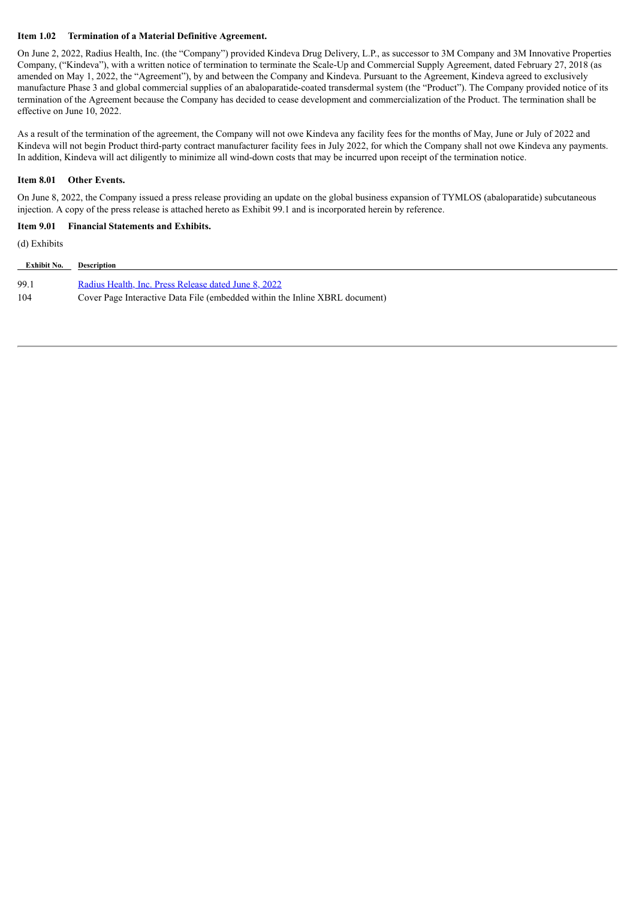**Item 1.02 Termination of a Material Definitive Agreement.**

On June 2, 2022, Radius Health, Inc. (the "Company") provided Kindeva Drug Delivery, L.P., as successor to 3M Company and 3M Innovative Properties Company, ("Kindeva"), with a written notice of termination to terminate the Scale-Up and Commercial Supply Agreement, dated February 27, 2018 (as amended on May 1, 2022, the "Agreement"), by and between the Company and Kindeva. Pursuant to the Agreement, Kindeva agreed to exclusively manufacture Phase 3 and global commercial supplies of an abaloparatide-coated transdermal system (the "Product"). The Company provided notice of its termination of the Agreement because the Company has decided to cease development and commercialization of the Product. The termination shall be effective on June 10, 2022.

As a result of the termination of the agreement, the Company will not owe Kindeva any facility fees for the months of May, June or July of 2022 and Kindeva will not begin Product third-party contract manufacturer facility fees in July 2022, for which the Company shall not owe Kindeva any payments. In addition, Kindeva will act diligently to minimize all wind-down costs that may be incurred upon receipt of the termination notice.

**Item 8.01 Other Events.**

On June 8, 2022, the Company issued a press release providing an update on the global business expansion of TYMLOS (abaloparatide) subcutaneous injection. A copy of the press release is attached hereto as Exhibit 99.1 and is incorporated herein by reference.

**Item 9.01 Financial Statements and Exhibits.**

(d) Exhibits

| Exhibit No. | Description |
|---|---|
| 99.1 | Radius Health, Inc. Press Release dated June 8, 2022 |
| 104 | Cover Page Interactive Data File (embedded within the Inline XBRL document) |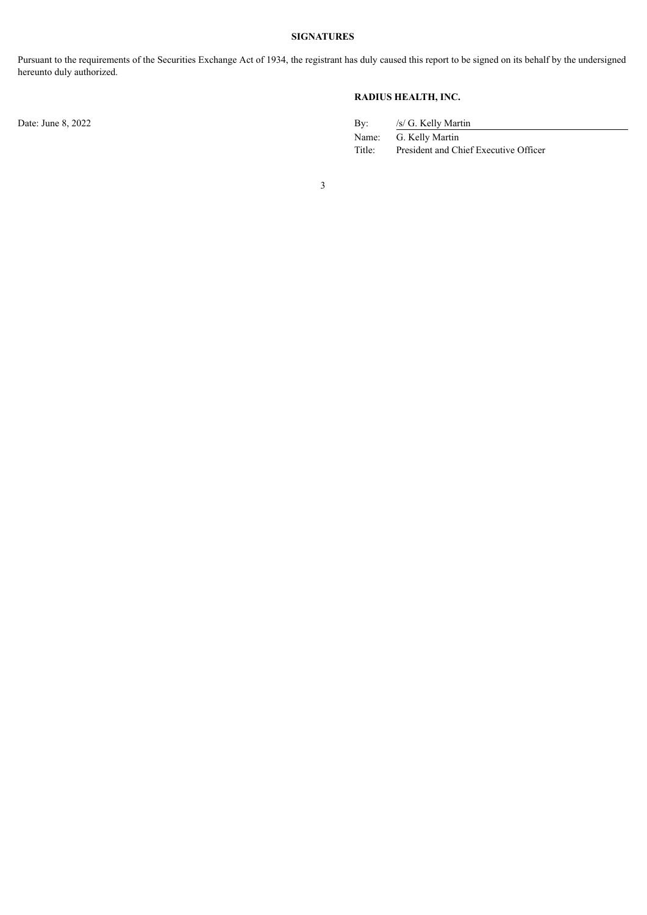**SIGNATURES**

Pursuant to the requirements of the Securities Exchange Act of 1934, the registrant has duly caused this report to be signed on its behalf by the undersigned hereunto duly authorized.

**RADIUS HEALTH, INC.**

Date: June 8, 2022

| | |
|---|---|
| By: | /s/ G. Kelly Martin |
| Name: | G. Kelly Martin |
| Title: | President and Chief Executive Officer |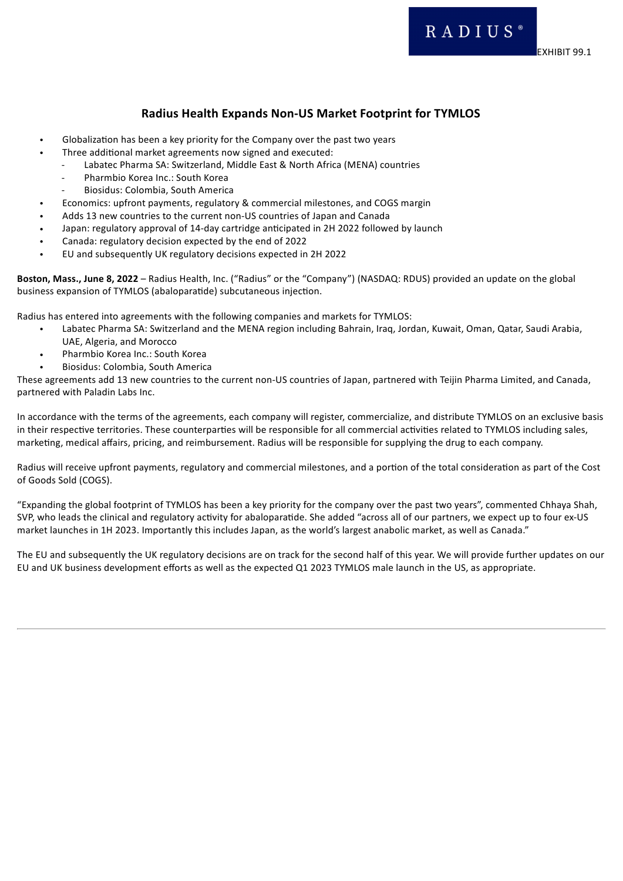RADIUS®

EXHIBIT 99.1

# Radius Health Expands Non-US Market Footprint for TYMLOS

- Globalization has been a key priority for the Company over the past two years
- Three additional market agreements now signed and executed:
  - Labatec Pharma SA: Switzerland, Middle East & North Africa (MENA) countries
  - Pharmbio Korea Inc.: South Korea
  - Biosidus: Colombia, South America
- Economics: upfront payments, regulatory & commercial milestones, and COGS margin
- Adds 13 new countries to the current non-US countries of Japan and Canada
- Japan: regulatory approval of 14-day cartridge anticipated in 2H 2022 followed by launch
- Canada: regulatory decision expected by the end of 2022
- EU and subsequently UK regulatory decisions expected in 2H 2022

**Boston, Mass., June 8, 2022** – Radius Health, Inc. ("Radius" or the "Company") (NASDAQ: RDUS) provided an update on the global business expansion of TYMLOS (abaloparatide) subcutaneous injection.

Radius has entered into agreements with the following companies and markets for TYMLOS:

- Labatec Pharma SA: Switzerland and the MENA region including Bahrain, Iraq, Jordan, Kuwait, Oman, Qatar, Saudi Arabia, UAE, Algeria, and Morocco
- Pharmbio Korea Inc.: South Korea
- Biosidus: Colombia, South America

These agreements add 13 new countries to the current non-US countries of Japan, partnered with Teijin Pharma Limited, and Canada, partnered with Paladin Labs Inc.

In accordance with the terms of the agreements, each company will register, commercialize, and distribute TYMLOS on an exclusive basis in their respective territories. These counterparties will be responsible for all commercial activities related to TYMLOS including sales, marketing, medical affairs, pricing, and reimbursement. Radius will be responsible for supplying the drug to each company.

Radius will receive upfront payments, regulatory and commercial milestones, and a portion of the total consideration as part of the Cost of Goods Sold (COGS).

"Expanding the global footprint of TYMLOS has been a key priority for the company over the past two years", commented Chhaya Shah, SVP, who leads the clinical and regulatory activity for abaloparatide. She added "across all of our partners, we expect up to four ex-US market launches in 1H 2023. Importantly this includes Japan, as the world's largest anabolic market, as well as Canada."

The EU and subsequently the UK regulatory decisions are on track for the second half of this year. We will provide further updates on our EU and UK business development efforts as well as the expected Q1 2023 TYMLOS male launch in the US, as appropriate.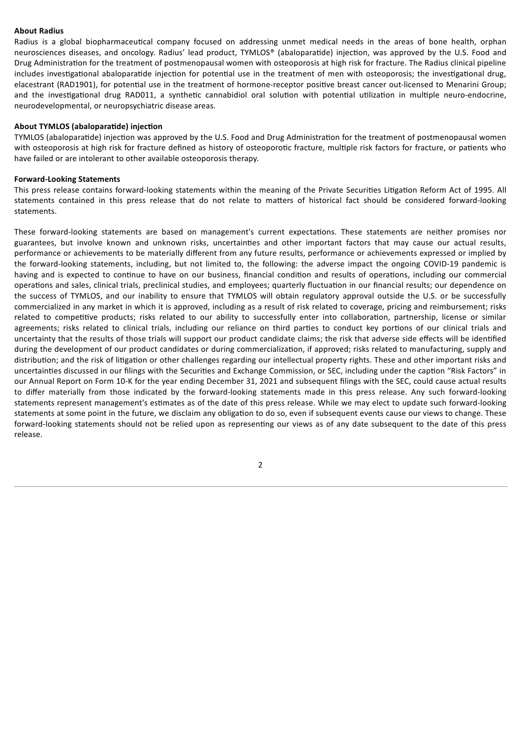**About Radius**

Radius is a global biopharmaceutical company focused on addressing unmet medical needs in the areas of bone health, orphan neurosciences diseases, and oncology. Radius' lead product, TYMLOS® (abaloparatide) injection, was approved by the U.S. Food and Drug Administration for the treatment of postmenopausal women with osteoporosis at high risk for fracture. The Radius clinical pipeline includes investigational abaloparatide injection for potential use in the treatment of men with osteoporosis; the investigational drug, elacestrant (RAD1901), for potential use in the treatment of hormone-receptor positive breast cancer out-licensed to Menarini Group; and the investigational drug RAD011, a synthetic cannabidiol oral solution with potential utilization in multiple neuro-endocrine, neurodevelopmental, or neuropsychiatric disease areas.

**About TYMLOS (abaloparatide) injection**

TYMLOS (abaloparatide) injection was approved by the U.S. Food and Drug Administration for the treatment of postmenopausal women with osteoporosis at high risk for fracture defined as history of osteoporotic fracture, multiple risk factors for fracture, or patients who have failed or are intolerant to other available osteoporosis therapy.

**Forward-Looking Statements**

This press release contains forward-looking statements within the meaning of the Private Securities Litigation Reform Act of 1995. All statements contained in this press release that do not relate to matters of historical fact should be considered forward-looking statements.

These forward-looking statements are based on management's current expectations. These statements are neither promises nor guarantees, but involve known and unknown risks, uncertainties and other important factors that may cause our actual results, performance or achievements to be materially different from any future results, performance or achievements expressed or implied by the forward-looking statements, including, but not limited to, the following: the adverse impact the ongoing COVID-19 pandemic is having and is expected to continue to have on our business, financial condition and results of operations, including our commercial operations and sales, clinical trials, preclinical studies, and employees; quarterly fluctuation in our financial results; our dependence on the success of TYMLOS, and our inability to ensure that TYMLOS will obtain regulatory approval outside the U.S. or be successfully commercialized in any market in which it is approved, including as a result of risk related to coverage, pricing and reimbursement; risks related to competitive products; risks related to our ability to successfully enter into collaboration, partnership, license or similar agreements; risks related to clinical trials, including our reliance on third parties to conduct key portions of our clinical trials and uncertainty that the results of those trials will support our product candidate claims; the risk that adverse side effects will be identified during the development of our product candidates or during commercialization, if approved; risks related to manufacturing, supply and distribution; and the risk of litigation or other challenges regarding our intellectual property rights. These and other important risks and uncertainties discussed in our filings with the Securities and Exchange Commission, or SEC, including under the caption "Risk Factors" in our Annual Report on Form 10-K for the year ending December 31, 2021 and subsequent filings with the SEC, could cause actual results to differ materially from those indicated by the forward-looking statements made in this press release. Any such forward-looking statements represent management's estimates as of the date of this press release. While we may elect to update such forward-looking statements at some point in the future, we disclaim any obligation to do so, even if subsequent events cause our views to change. These forward-looking statements should not be relied upon as representing our views as of any date subsequent to the date of this press release.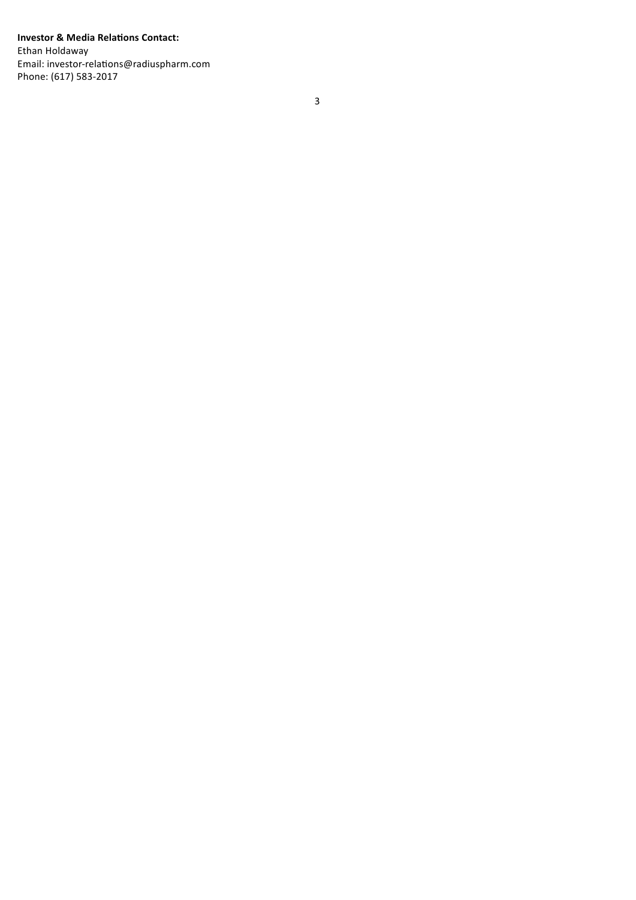**Investor & Media Relations Contact:**
Ethan Holdaway
Email: investor-relations@radiuspharm.com
Phone: (617) 583-2017